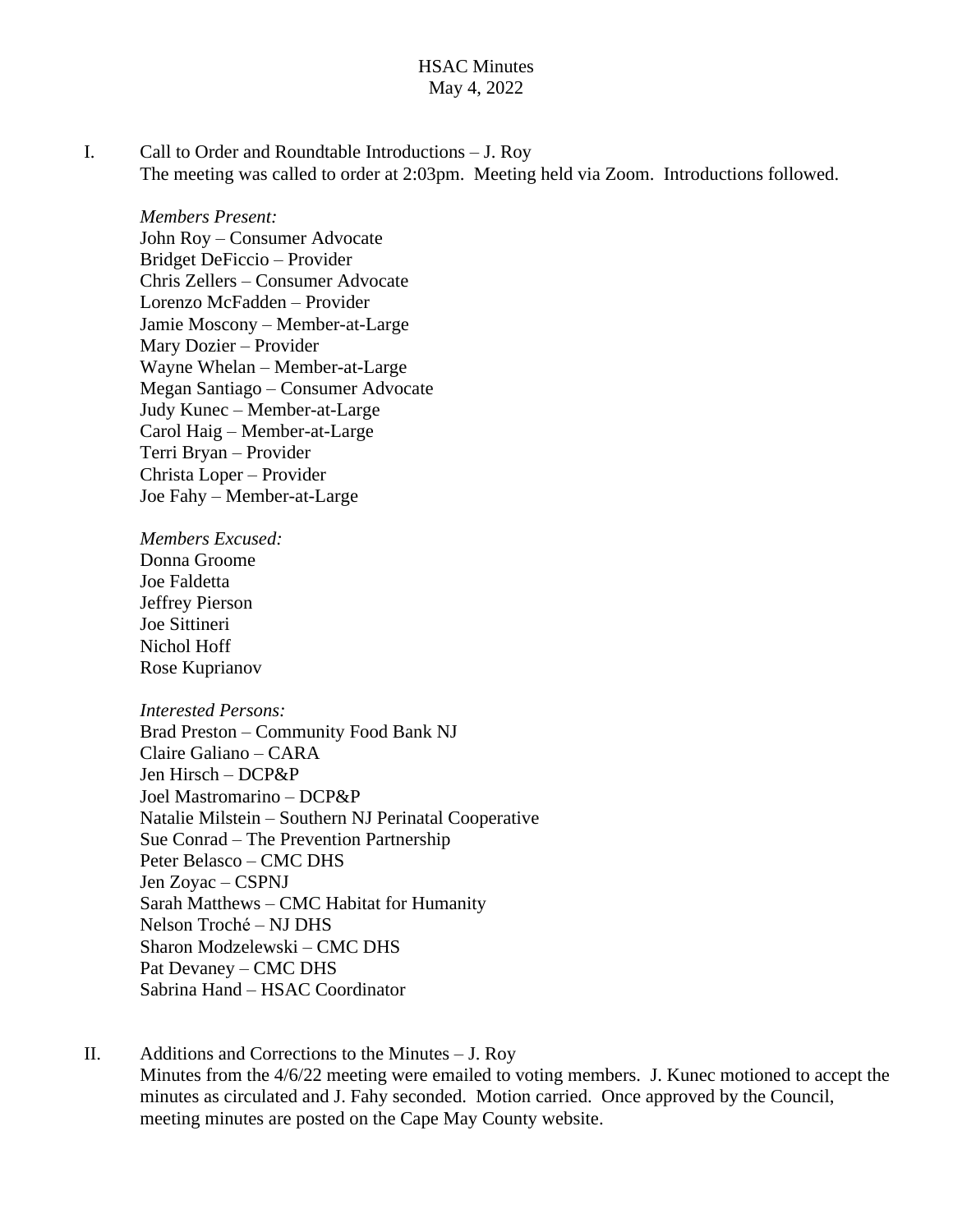# HSAC Minutes
May 4, 2022

I. Call to Order and Roundtable Introductions – J. Roy

The meeting was called to order at 2:03pm. Meeting held via Zoom. Introductions followed.

*Members Present:*

John Roy – Consumer Advocate
Bridget DeFiccio – Provider
Chris Zellers – Consumer Advocate
Lorenzo McFadden – Provider
Jamie Moscony – Member-at-Large
Mary Dozier – Provider
Wayne Whelan – Member-at-Large
Megan Santiago – Consumer Advocate
Judy Kunec – Member-at-Large
Carol Haig – Member-at-Large
Terri Bryan – Provider
Christa Loper – Provider
Joe Fahy – Member-at-Large

*Members Excused:*

Donna Groome
Joe Faldetta
Jeffrey Pierson
Joe Sittineri
Nichol Hoff
Rose Kuprianov

*Interested Persons:*

Brad Preston – Community Food Bank NJ
Claire Galiano – CARA
Jen Hirsch – DCP&P
Joel Mastromarino – DCP&P
Natalie Milstein – Southern NJ Perinatal Cooperative
Sue Conrad – The Prevention Partnership
Peter Belasco – CMC DHS
Jen Zoyac – CSPNJ
Sarah Matthews – CMC Habitat for Humanity
Nelson Troché – NJ DHS
Sharon Modzelewski – CMC DHS
Pat Devaney – CMC DHS
Sabrina Hand – HSAC Coordinator

II. Additions and Corrections to the Minutes – J. Roy

Minutes from the 4/6/22 meeting were emailed to voting members. J. Kunec motioned to accept the minutes as circulated and J. Fahy seconded. Motion carried. Once approved by the Council, meeting minutes are posted on the Cape May County website.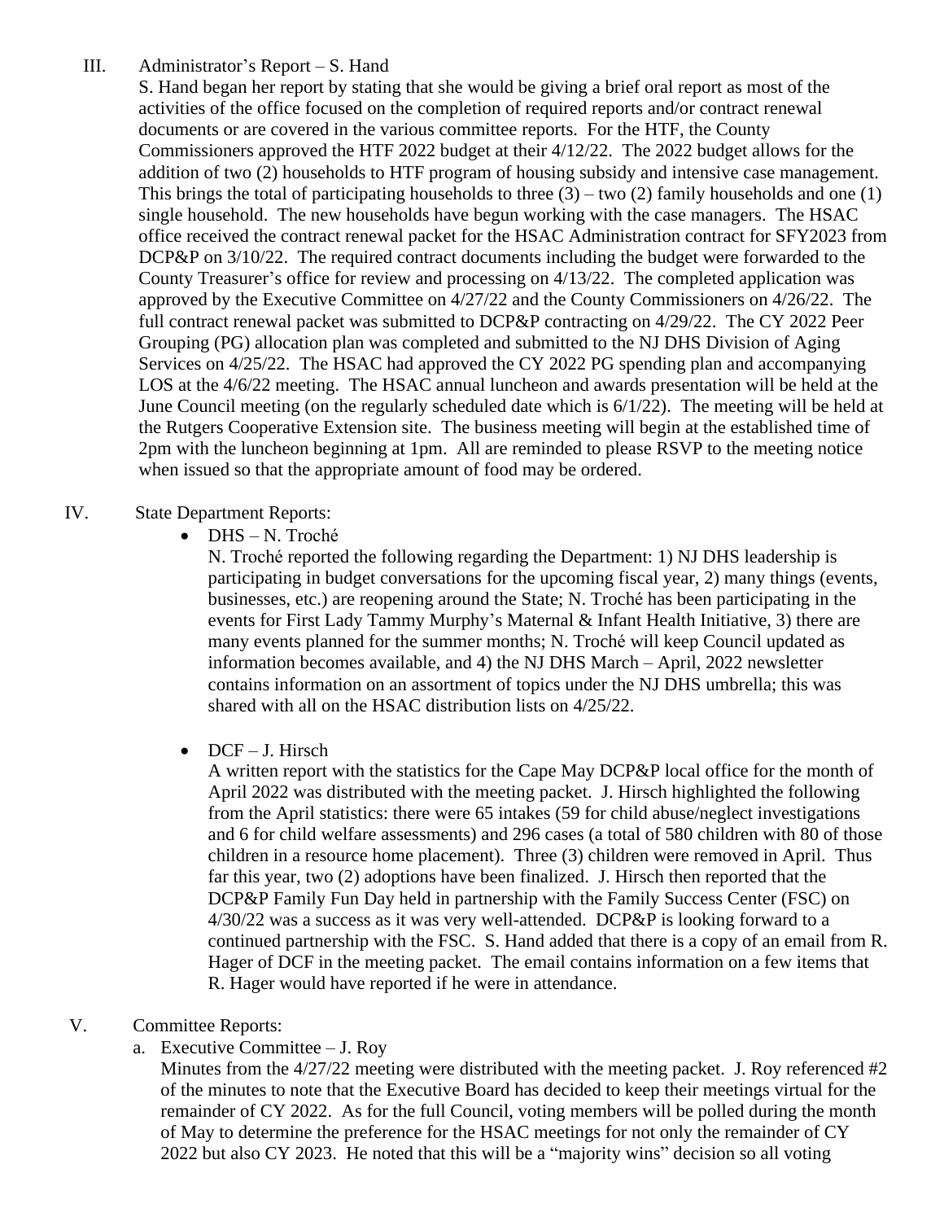III. Administrator's Report – S. Hand

S. Hand began her report by stating that she would be giving a brief oral report as most of the activities of the office focused on the completion of required reports and/or contract renewal documents or are covered in the various committee reports. For the HTF, the County Commissioners approved the HTF 2022 budget at their 4/12/22. The 2022 budget allows for the addition of two (2) households to HTF program of housing subsidy and intensive case management. This brings the total of participating households to three (3) – two (2) family households and one (1) single household. The new households have begun working with the case managers. The HSAC office received the contract renewal packet for the HSAC Administration contract for SFY2023 from DCP&P on 3/10/22. The required contract documents including the budget were forwarded to the County Treasurer's office for review and processing on 4/13/22. The completed application was approved by the Executive Committee on 4/27/22 and the County Commissioners on 4/26/22. The full contract renewal packet was submitted to DCP&P contracting on 4/29/22. The CY 2022 Peer Grouping (PG) allocation plan was completed and submitted to the NJ DHS Division of Aging Services on 4/25/22. The HSAC had approved the CY 2022 PG spending plan and accompanying LOS at the 4/6/22 meeting. The HSAC annual luncheon and awards presentation will be held at the June Council meeting (on the regularly scheduled date which is 6/1/22). The meeting will be held at the Rutgers Cooperative Extension site. The business meeting will begin at the established time of 2pm with the luncheon beginning at 1pm. All are reminded to please RSVP to the meeting notice when issued so that the appropriate amount of food may be ordered.

IV. State Department Reports:

- DHS – N. Troché

  N. Troché reported the following regarding the Department: 1) NJ DHS leadership is participating in budget conversations for the upcoming fiscal year, 2) many things (events, businesses, etc.) are reopening around the State; N. Troché has been participating in the events for First Lady Tammy Murphy's Maternal & Infant Health Initiative, 3) there are many events planned for the summer months; N. Troché will keep Council updated as information becomes available, and 4) the NJ DHS March – April, 2022 newsletter contains information on an assortment of topics under the NJ DHS umbrella; this was shared with all on the HSAC distribution lists on 4/25/22.

- DCF – J. Hirsch

  A written report with the statistics for the Cape May DCP&P local office for the month of April 2022 was distributed with the meeting packet. J. Hirsch highlighted the following from the April statistics: there were 65 intakes (59 for child abuse/neglect investigations and 6 for child welfare assessments) and 296 cases (a total of 580 children with 80 of those children in a resource home placement). Three (3) children were removed in April. Thus far this year, two (2) adoptions have been finalized. J. Hirsch then reported that the DCP&P Family Fun Day held in partnership with the Family Success Center (FSC) on 4/30/22 was a success as it was very well-attended. DCP&P is looking forward to a continued partnership with the FSC. S. Hand added that there is a copy of an email from R. Hager of DCF in the meeting packet. The email contains information on a few items that R. Hager would have reported if he were in attendance.

V. Committee Reports:

a. Executive Committee – J. Roy

Minutes from the 4/27/22 meeting were distributed with the meeting packet. J. Roy referenced #2 of the minutes to note that the Executive Board has decided to keep their meetings virtual for the remainder of CY 2022. As for the full Council, voting members will be polled during the month of May to determine the preference for the HSAC meetings for not only the remainder of CY 2022 but also CY 2023. He noted that this will be a "majority wins" decision so all voting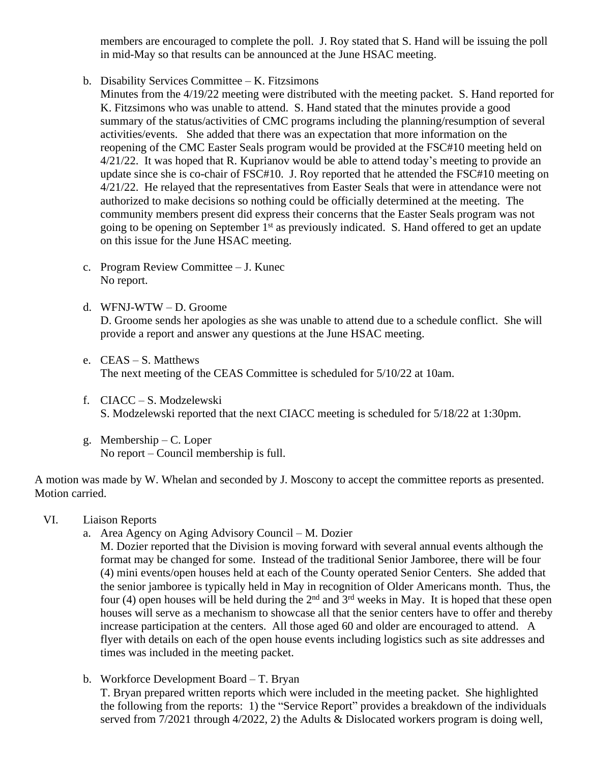members are encouraged to complete the poll. J. Roy stated that S. Hand will be issuing the poll in mid-May so that results can be announced at the June HSAC meeting.

b. Disability Services Committee – K. Fitzsimons
Minutes from the 4/19/22 meeting were distributed with the meeting packet. S. Hand reported for K. Fitzsimons who was unable to attend. S. Hand stated that the minutes provide a good summary of the status/activities of CMC programs including the planning/resumption of several activities/events. She added that there was an expectation that more information on the reopening of the CMC Easter Seals program would be provided at the FSC#10 meeting held on 4/21/22. It was hoped that R. Kuprianov would be able to attend today's meeting to provide an update since she is co-chair of FSC#10. J. Roy reported that he attended the FSC#10 meeting on 4/21/22. He relayed that the representatives from Easter Seals that were in attendance were not authorized to make decisions so nothing could be officially determined at the meeting. The community members present did express their concerns that the Easter Seals program was not going to be opening on September 1st as previously indicated. S. Hand offered to get an update on this issue for the June HSAC meeting.

c. Program Review Committee – J. Kunec
No report.

d. WFNJ-WTW – D. Groome
D. Groome sends her apologies as she was unable to attend due to a schedule conflict. She will provide a report and answer any questions at the June HSAC meeting.

e. CEAS – S. Matthews
The next meeting of the CEAS Committee is scheduled for 5/10/22 at 10am.

f. CIACC – S. Modzelewski
S. Modzelewski reported that the next CIACC meeting is scheduled for 5/18/22 at 1:30pm.

g. Membership – C. Loper
No report – Council membership is full.

A motion was made by W. Whelan and seconded by J. Moscony to accept the committee reports as presented. Motion carried.

VI. Liaison Reports

a. Area Agency on Aging Advisory Council – M. Dozier
M. Dozier reported that the Division is moving forward with several annual events although the format may be changed for some. Instead of the traditional Senior Jamboree, there will be four (4) mini events/open houses held at each of the County operated Senior Centers. She added that the senior jamboree is typically held in May in recognition of Older Americans month. Thus, the four (4) open houses will be held during the 2nd and 3rd weeks in May. It is hoped that these open houses will serve as a mechanism to showcase all that the senior centers have to offer and thereby increase participation at the centers. All those aged 60 and older are encouraged to attend. A flyer with details on each of the open house events including logistics such as site addresses and times was included in the meeting packet.

b. Workforce Development Board – T. Bryan
T. Bryan prepared written reports which were included in the meeting packet. She highlighted the following from the reports: 1) the "Service Report" provides a breakdown of the individuals served from 7/2021 through 4/2022, 2) the Adults & Dislocated workers program is doing well,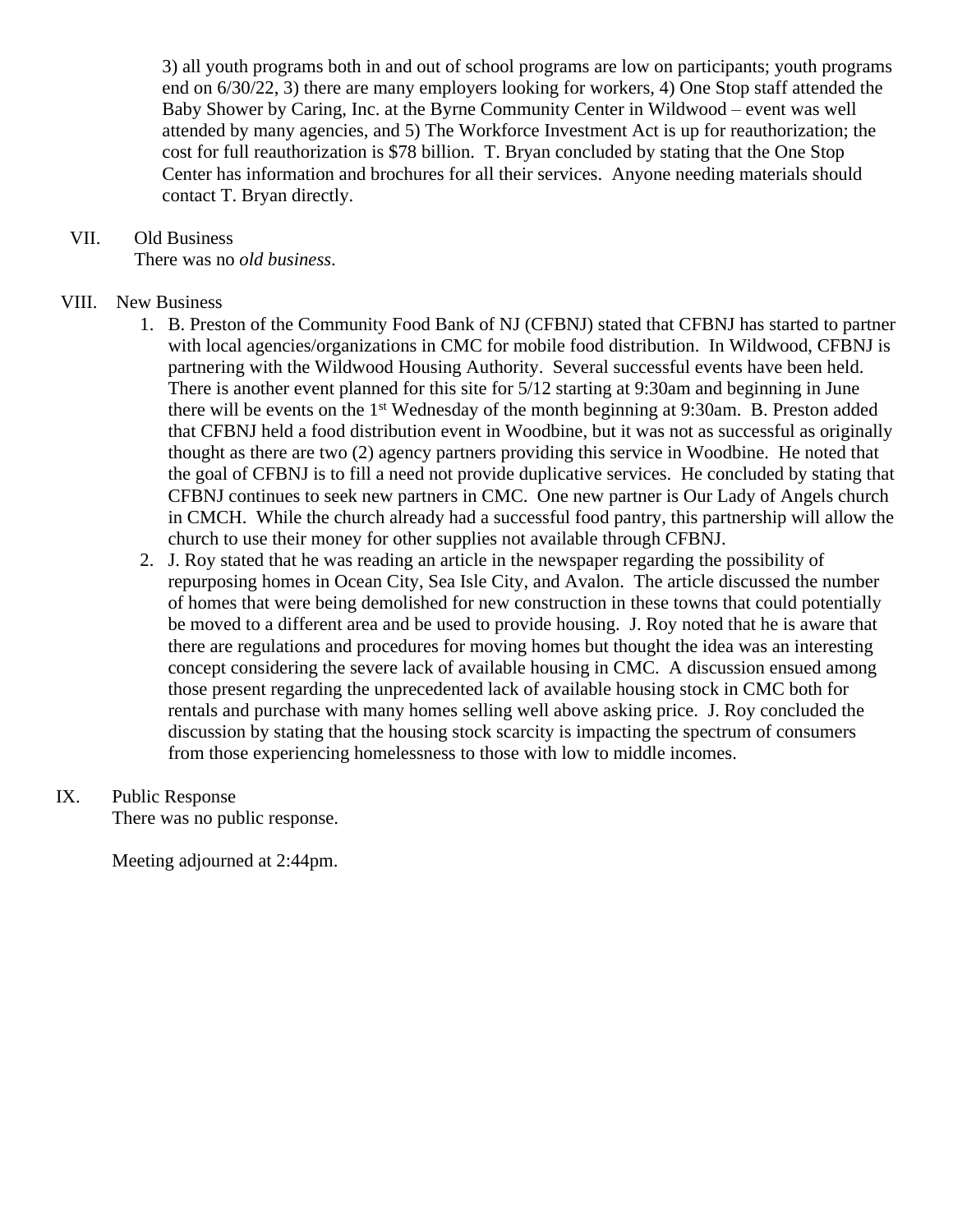3) all youth programs both in and out of school programs are low on participants; youth programs end on 6/30/22, 3) there are many employers looking for workers, 4) One Stop staff attended the Baby Shower by Caring, Inc. at the Byrne Community Center in Wildwood – event was well attended by many agencies, and 5) The Workforce Investment Act is up for reauthorization; the cost for full reauthorization is $78 billion. T. Bryan concluded by stating that the One Stop Center has information and brochures for all their services. Anyone needing materials should contact T. Bryan directly.

VII. Old Business

There was no *old business*.

VIII. New Business

1. B. Preston of the Community Food Bank of NJ (CFBNJ) stated that CFBNJ has started to partner with local agencies/organizations in CMC for mobile food distribution. In Wildwood, CFBNJ is partnering with the Wildwood Housing Authority. Several successful events have been held. There is another event planned for this site for 5/12 starting at 9:30am and beginning in June there will be events on the 1st Wednesday of the month beginning at 9:30am. B. Preston added that CFBNJ held a food distribution event in Woodbine, but it was not as successful as originally thought as there are two (2) agency partners providing this service in Woodbine. He noted that the goal of CFBNJ is to fill a need not provide duplicative services. He concluded by stating that CFBNJ continues to seek new partners in CMC. One new partner is Our Lady of Angels church in CMCH. While the church already had a successful food pantry, this partnership will allow the church to use their money for other supplies not available through CFBNJ.
2. J. Roy stated that he was reading an article in the newspaper regarding the possibility of repurposing homes in Ocean City, Sea Isle City, and Avalon. The article discussed the number of homes that were being demolished for new construction in these towns that could potentially be moved to a different area and be used to provide housing. J. Roy noted that he is aware that there are regulations and procedures for moving homes but thought the idea was an interesting concept considering the severe lack of available housing in CMC. A discussion ensued among those present regarding the unprecedented lack of available housing stock in CMC both for rentals and purchase with many homes selling well above asking price. J. Roy concluded the discussion by stating that the housing stock scarcity is impacting the spectrum of consumers from those experiencing homelessness to those with low to middle incomes.

IX. Public Response

There was no public response.

Meeting adjourned at 2:44pm.